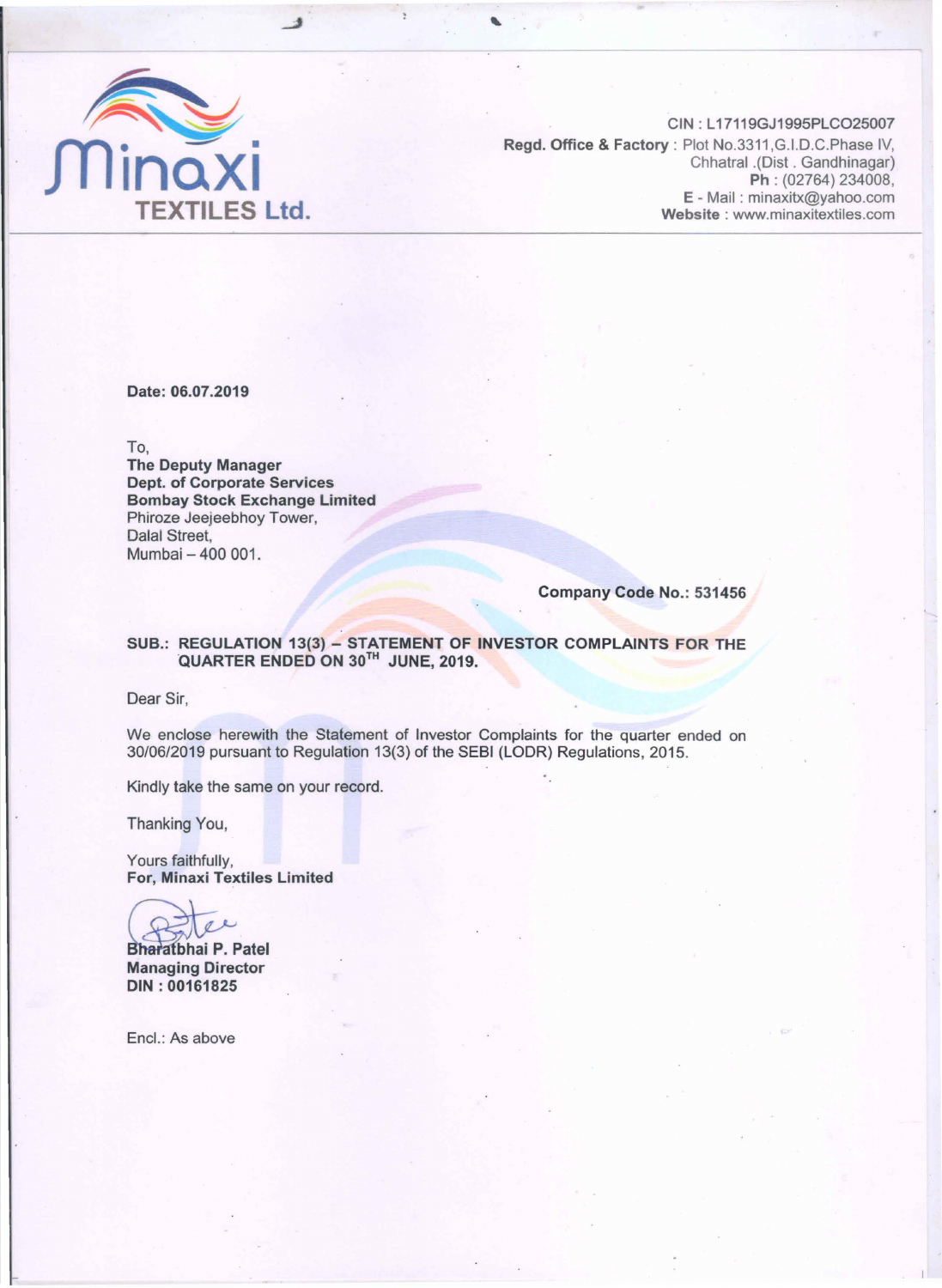# Minaxi TEXTILES Ltd.

CIN : L17119GJ1995PLCO25007
**Regd. Office & Factory** : Plot No.3311,G.I.D.C.Phase IV,
Chhatral .(Dist . Gandhinagar)
**Ph** : (02764) 234008,
**E** - Mail : minaxitx@yahoo.com
**Website** : www.minaxitextiles.com

**Date: 06.07.2019**

To,
**The Deputy Manager**
**Dept. of Corporate Services**
**Bombay Stock Exchange Limited**
Phiroze Jeejeebhoy Tower,
Dalal Street,
Mumbai – 400 001.

**Company Code No.: 531456**

**SUB.: REGULATION 13(3) – STATEMENT OF INVESTOR COMPLAINTS FOR THE QUARTER ENDED ON 30TH JUNE, 2019.**

Dear Sir,

We enclose herewith the Statement of Investor Complaints for the quarter ended on 30/06/2019 pursuant to Regulation 13(3) of the SEBI (LODR) Regulations, 2015.

Kindly take the same on your record.

Thanking You,

Yours faithfully,
**For, Minaxi Textiles Limited**

**Bharatbhai P. Patel**
**Managing Director**
**DIN : 00161825**

Encl.: As above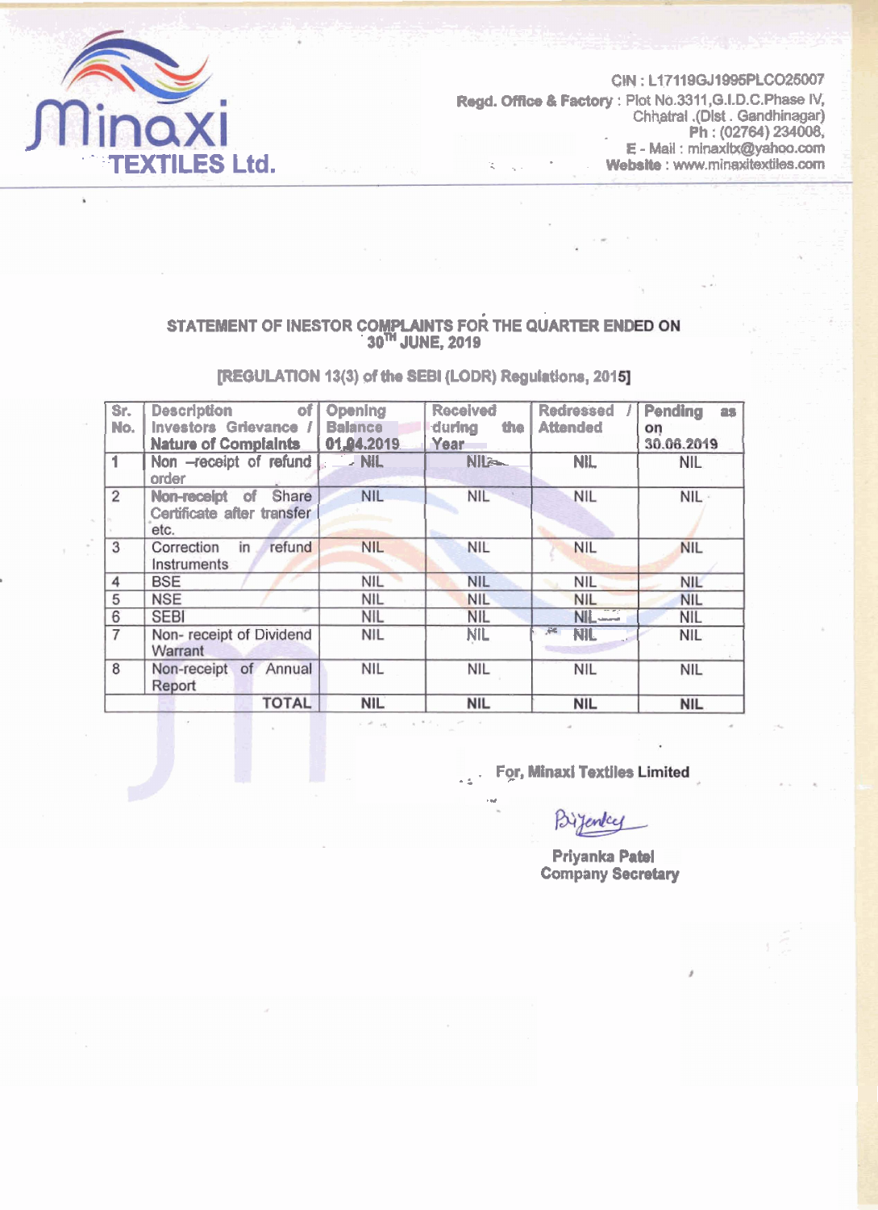Minaxi TEXTILES Ltd.

CIN : L17119GJ1995PLCO25007
Regd. Office & Factory : Plot No.3311,G.I.D.C.Phase IV, Chhatral .(Dist . Gandhinagar)
Ph : (02764) 234008,
E - Mail : minaxitx@yahoo.com
Website : www.minaxitextiles.com

## STATEMENT OF INESTOR COMPLAINTS FOR THE QUARTER ENDED ON 30TH JUNE, 2019

**[REGULATION 13(3) of the SEBI (LODR) Regulations, 2015]**

| Sr. No. | Description of Investors Grievance / Nature of Complaints | Opening Balance 01.04.2019 | Received during the Year | Redressed / Attended | Pending as on 30.06.2019 |
|---|---|---|---|---|---|
| 1 | Non –receipt of refund order | NIL | NIL | NIL | NIL |
| 2 | Non-receipt of Share Certificate after transfer etc. | NIL | NIL | NIL | NIL |
| 3 | Correction in refund Instruments | NIL | NIL | NIL | NIL |
| 4 | BSE | NIL | NIL | NIL | NIL |
| 5 | NSE | NIL | NIL | NIL | NIL |
| 6 | SEBI | NIL | NIL | NIL | NIL |
| 7 | Non- receipt of Dividend Warrant | NIL | NIL | NIL | NIL |
| 8 | Non-receipt of Annual Report | NIL | NIL | NIL | NIL |
| | TOTAL | NIL | NIL | NIL | NIL |

For, Minaxi Textiles Limited

Priyanka Patel
Company Secretary